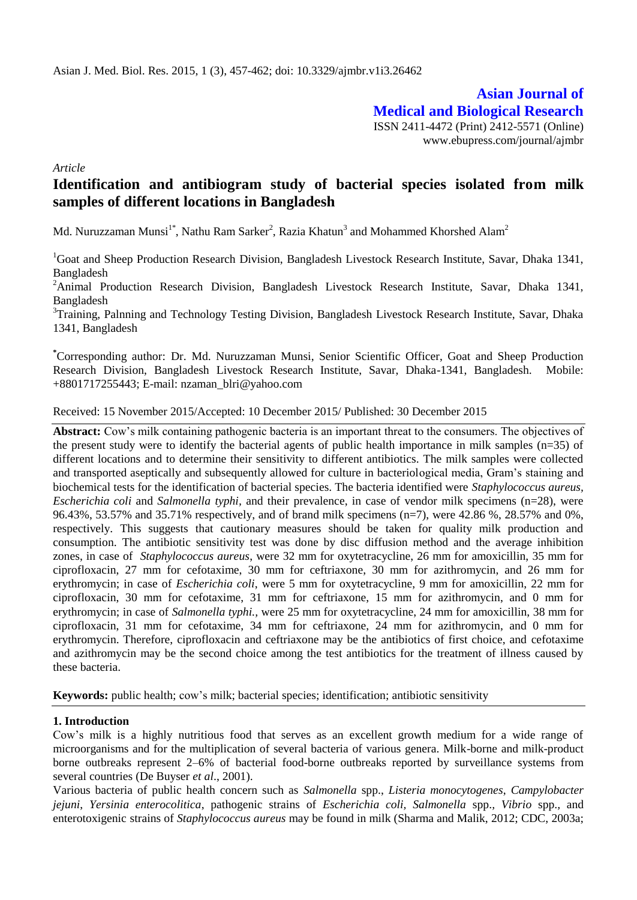Asian J. Med. Biol. Res. 2015, 1 (3), 457-462; doi: 10.3329/ajmbr.v1i3.26462

**Asian Journal of Medical and Biological Research**

ISSN 2411-4472 (Print) 2412-5571 (Online)
www.ebupress.com/journal/ajmbr

*Article*

# Identification and antibiogram study of bacterial species isolated from milk samples of different locations in Bangladesh

Md. Nuruzzaman Munsi[1*], Nathu Ram Sarker[2], Razia Khatun[3] and Mohammed Khorshed Alam[2]

[1]Goat and Sheep Production Research Division, Bangladesh Livestock Research Institute, Savar, Dhaka 1341, Bangladesh

[2]Animal Production Research Division, Bangladesh Livestock Research Institute, Savar, Dhaka 1341, Bangladesh

[3]Training, Palnning and Technology Testing Division, Bangladesh Livestock Research Institute, Savar, Dhaka 1341, Bangladesh

[*]Corresponding author: Dr. Md. Nuruzzaman Munsi, Senior Scientific Officer, Goat and Sheep Production Research Division, Bangladesh Livestock Research Institute, Savar, Dhaka-1341, Bangladesh. Mobile: +8801717255443; E-mail: nzaman_blri@yahoo.com

Received: 15 November 2015/Accepted: 10 December 2015/ Published: 30 December 2015

**Abstract:** Cow's milk containing pathogenic bacteria is an important threat to the consumers. The objectives of the present study were to identify the bacterial agents of public health importance in milk samples (n=35) of different locations and to determine their sensitivity to different antibiotics. The milk samples were collected and transported aseptically and subsequently allowed for culture in bacteriological media, Gram's staining and biochemical tests for the identification of bacterial species. The bacteria identified were *Staphylococcus aureus*, *Escherichia coli* and *Salmonella typhi*, and their prevalence, in case of vendor milk specimens (n=28), were 96.43%, 53.57% and 35.71% respectively, and of brand milk specimens (n=7), were 42.86 %, 28.57% and 0%, respectively. This suggests that cautionary measures should be taken for quality milk production and consumption. The antibiotic sensitivity test was done by disc diffusion method and the average inhibition zones, in case of *Staphylococcus aureus*, were 32 mm for oxytetracycline, 26 mm for amoxicillin, 35 mm for ciprofloxacin, 27 mm for cefotaxime, 30 mm for ceftriaxone, 30 mm for azithromycin, and 26 mm for erythromycin; in case of *Escherichia coli*, were 5 mm for oxytetracycline, 9 mm for amoxicillin, 22 mm for ciprofloxacin, 30 mm for cefotaxime, 31 mm for ceftriaxone, 15 mm for azithromycin, and 0 mm for erythromycin; in case of *Salmonella typhi.*, were 25 mm for oxytetracycline, 24 mm for amoxicillin, 38 mm for ciprofloxacin, 31 mm for cefotaxime, 34 mm for ceftriaxone, 24 mm for azithromycin, and 0 mm for erythromycin. Therefore, ciprofloxacin and ceftriaxone may be the antibiotics of first choice, and cefotaxime and azithromycin may be the second choice among the test antibiotics for the treatment of illness caused by these bacteria.

**Keywords:** public health; cow's milk; bacterial species; identification; antibiotic sensitivity

## 1. Introduction

Cow's milk is a highly nutritious food that serves as an excellent growth medium for a wide range of microorganisms and for the multiplication of several bacteria of various genera. Milk-borne and milk-product borne outbreaks represent 2–6% of bacterial food-borne outbreaks reported by surveillance systems from several countries (De Buyser *et al*., 2001).

Various bacteria of public health concern such as *Salmonella* spp., *Listeria monocytogenes*, *Campylobacter jejuni*, *Yersinia enterocolitica*, pathogenic strains of *Escherichia coli, Salmonella* spp., *Vibrio* spp., and enterotoxigenic strains of *Staphylococcus aureus* may be found in milk (Sharma and Malik, 2012; CDC, 2003a;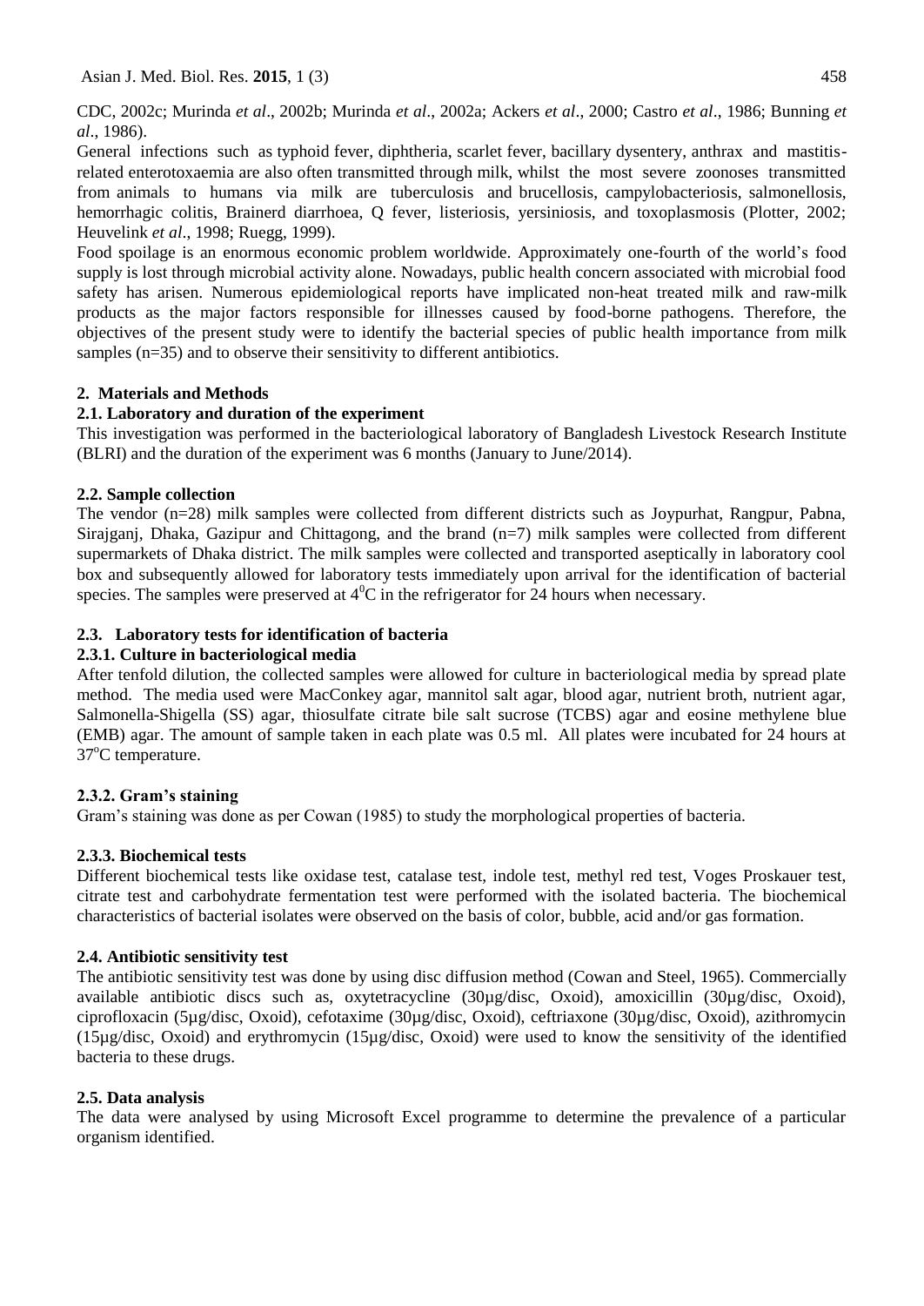CDC, 2002c; Murinda *et al*., 2002b; Murinda *et al*., 2002a; Ackers *et al*., 2000; Castro *et al*., 1986; Bunning *et al*., 1986).

General infections such as typhoid fever, diphtheria, scarlet fever, bacillary dysentery, anthrax and mastitis-related enterotoxaemia are also often transmitted through milk, whilst the most severe zoonoses transmitted from animals to humans via milk are tuberculosis and brucellosis, campylobacteriosis, salmonellosis, hemorrhagic colitis, Brainerd diarrhoea, Q fever, listeriosis, yersiniosis, and toxoplasmosis (Plotter, 2002; Heuvelink *et al*., 1998; Ruegg, 1999).

Food spoilage is an enormous economic problem worldwide. Approximately one-fourth of the world's food supply is lost through microbial activity alone. Nowadays, public health concern associated with microbial food safety has arisen. Numerous epidemiological reports have implicated non-heat treated milk and raw-milk products as the major factors responsible for illnesses caused by food-borne pathogens. Therefore, the objectives of the present study were to identify the bacterial species of public health importance from milk samples (n=35) and to observe their sensitivity to different antibiotics.

## 2. Materials and Methods

### 2.1. Laboratory and duration of the experiment

This investigation was performed in the bacteriological laboratory of Bangladesh Livestock Research Institute (BLRI) and the duration of the experiment was 6 months (January to June/2014).

### 2.2. Sample collection

The vendor (n=28) milk samples were collected from different districts such as Joypurhat, Rangpur, Pabna, Sirajganj, Dhaka, Gazipur and Chittagong, and the brand (n=7) milk samples were collected from different supermarkets of Dhaka district. The milk samples were collected and transported aseptically in laboratory cool box and subsequently allowed for laboratory tests immediately upon arrival for the identification of bacterial species. The samples were preserved at $4^0$C in the refrigerator for 24 hours when necessary.

### 2.3. Laboratory tests for identification of bacteria

#### 2.3.1. Culture in bacteriological media

After tenfold dilution, the collected samples were allowed for culture in bacteriological media by spread plate method. The media used were MacConkey agar, mannitol salt agar, blood agar, nutrient broth, nutrient agar, Salmonella-Shigella (SS) agar, thiosulfate citrate bile salt sucrose (TCBS) agar and eosine methylene blue (EMB) agar. The amount of sample taken in each plate was 0.5 ml. All plates were incubated for 24 hours at $37^o$C temperature.

#### 2.3.2. Gram's staining

Gram's staining was done as per Cowan (1985) to study the morphological properties of bacteria.

#### 2.3.3. Biochemical tests

Different biochemical tests like oxidase test, catalase test, indole test, methyl red test, Voges Proskauer test, citrate test and carbohydrate fermentation test were performed with the isolated bacteria. The biochemical characteristics of bacterial isolates were observed on the basis of color, bubble, acid and/or gas formation.

### 2.4. Antibiotic sensitivity test

The antibiotic sensitivity test was done by using disc diffusion method (Cowan and Steel, 1965). Commercially available antibiotic discs such as, oxytetracycline (30µg/disc, Oxoid), amoxicillin (30µg/disc, Oxoid), ciprofloxacin (5µg/disc, Oxoid), cefotaxime (30µg/disc, Oxoid), ceftriaxone (30µg/disc, Oxoid), azithromycin (15µg/disc, Oxoid) and erythromycin (15µg/disc, Oxoid) were used to know the sensitivity of the identified bacteria to these drugs.

### 2.5. Data analysis

The data were analysed by using Microsoft Excel programme to determine the prevalence of a particular organism identified.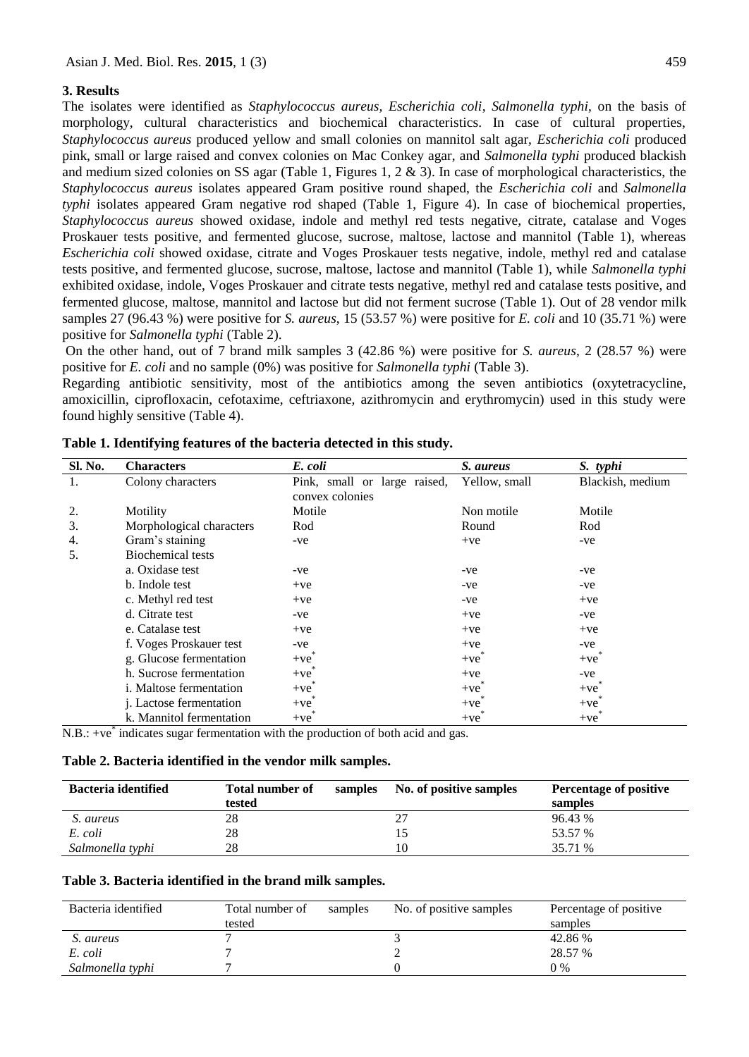## 3. Results

The isolates were identified as *Staphylococcus aureus, Escherichia coli*, *Salmonella typhi*, on the basis of morphology, cultural characteristics and biochemical characteristics. In case of cultural properties, *Staphylococcus aureus* produced yellow and small colonies on mannitol salt agar, *Escherichia coli* produced pink, small or large raised and convex colonies on Mac Conkey agar, and *Salmonella typhi* produced blackish and medium sized colonies on SS agar (Table 1, Figures 1, 2 & 3). In case of morphological characteristics, the *Staphylococcus aureus* isolates appeared Gram positive round shaped, the *Escherichia coli* and *Salmonella typhi* isolates appeared Gram negative rod shaped (Table 1, Figure 4). In case of biochemical properties, *Staphylococcus aureus* showed oxidase, indole and methyl red tests negative, citrate, catalase and Voges Proskauer tests positive, and fermented glucose, sucrose, maltose, lactose and mannitol (Table 1), whereas *Escherichia coli* showed oxidase, citrate and Voges Proskauer tests negative, indole, methyl red and catalase tests positive, and fermented glucose, sucrose, maltose, lactose and mannitol (Table 1), while *Salmonella typhi* exhibited oxidase, indole, Voges Proskauer and citrate tests negative, methyl red and catalase tests positive, and fermented glucose, maltose, mannitol and lactose but did not ferment sucrose (Table 1). Out of 28 vendor milk samples 27 (96.43 %) were positive for *S. aureus*, 15 (53.57 %) were positive for *E. coli* and 10 (35.71 %) were positive for *Salmonella typhi* (Table 2).

On the other hand, out of 7 brand milk samples 3 (42.86 %) were positive for *S. aureus*, 2 (28.57 %) were positive for *E. coli* and no sample (0%) was positive for *Salmonella typhi* (Table 3).

Regarding antibiotic sensitivity, most of the antibiotics among the seven antibiotics (oxytetracycline, amoxicillin, ciprofloxacin, cefotaxime, ceftriaxone, azithromycin and erythromycin) used in this study were found highly sensitive (Table 4).

**Table 1. Identifying features of the bacteria detected in this study.**

| Sl. No. | Characters | *E. coli* | *S. aureus* | *S. typhi* |
|---|---|---|---|---|
| 1. | Colony characters | Pink, small or large raised, convex colonies | Yellow, small | Blackish, medium |
| 2. | Motility | Motile | Non motile | Motile |
| 3. | Morphological characters | Rod | Round | Rod |
| 4. | Gram's staining | -ve | +ve | -ve |
| 5. | Biochemical tests | | | |
| | a. Oxidase test | -ve | -ve | -ve |
| | b. Indole test | +ve | -ve | -ve |
| | c. Methyl red test | +ve | -ve | +ve |
| | d. Citrate test | -ve | +ve | -ve |
| | e. Catalase test | +ve | +ve | +ve |
| | f. Voges Proskauer test | -ve | +ve | -ve |
| | g. Glucose fermentation | +ve* | +ve* | +ve* |
| | h. Sucrose fermentation | +ve* | +ve | -ve |
| | i. Maltose fermentation | +ve* | +ve* | +ve* |
| | j. Lactose fermentation | +ve* | +ve* | +ve* |
| | k. Mannitol fermentation | +ve* | +ve* | +ve* |

N.B.: +ve* indicates sugar fermentation with the production of both acid and gas.

**Table 2. Bacteria identified in the vendor milk samples.**

| Bacteria identified | Total number of samples tested | No. of positive samples | Percentage of positive samples |
|---|---|---|---|
| *S. aureus* | 28 | 27 | 96.43 % |
| *E. coli* | 28 | 15 | 53.57 % |
| *Salmonella typhi* | 28 | 10 | 35.71 % |

**Table 3. Bacteria identified in the brand milk samples.**

| Bacteria identified | Total number of samples tested | No. of positive samples | Percentage of positive samples |
|---|---|---|---|
| *S. aureus* | 7 | 3 | 42.86 % |
| *E. coli* | 7 | 2 | 28.57 % |
| *Salmonella typhi* | 7 | 0 | 0 % |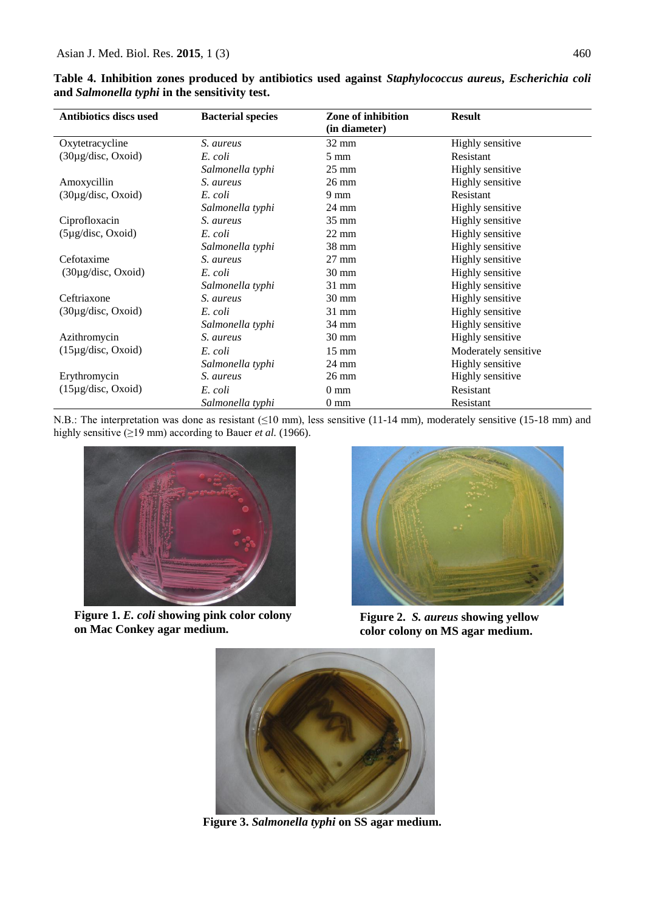**Table 4. Inhibition zones produced by antibiotics used against *Staphylococcus aureus*, *Escherichia coli* and *Salmonella typhi* in the sensitivity test.**

| Antibiotics discs used | Bacterial species | Zone of inhibition (in diameter) | Result |
|---|---|---|---|
| Oxytetracycline (30µg/disc, Oxoid) | *S. aureus* | 32 mm | Highly sensitive |
| | *E. coli* | 5 mm | Resistant |
| | *Salmonella typhi* | 25 mm | Highly sensitive |
| Amoxycillin (30µg/disc, Oxoid) | *S. aureus* | 26 mm | Highly sensitive |
| | *E. coli* | 9 mm | Resistant |
| | *Salmonella typhi* | 24 mm | Highly sensitive |
| Ciprofloxacin (5µg/disc, Oxoid) | *S. aureus* | 35 mm | Highly sensitive |
| | *E. coli* | 22 mm | Highly sensitive |
| | *Salmonella typhi* | 38 mm | Highly sensitive |
| Cefotaxime (30µg/disc, Oxoid) | *S. aureus* | 27 mm | Highly sensitive |
| | *E. coli* | 30 mm | Highly sensitive |
| | *Salmonella typhi* | 31 mm | Highly sensitive |
| Ceftriaxone (30µg/disc, Oxoid) | *S. aureus* | 30 mm | Highly sensitive |
| | *E. coli* | 31 mm | Highly sensitive |
| | *Salmonella typhi* | 34 mm | Highly sensitive |
| Azithromycin (15µg/disc, Oxoid) | *S. aureus* | 30 mm | Highly sensitive |
| | *E. coli* | 15 mm | Moderately sensitive |
| | *Salmonella typhi* | 24 mm | Highly sensitive |
| Erythromycin (15µg/disc, Oxoid) | *S. aureus* | 26 mm | Highly sensitive |
| | *E. coli* | 0 mm | Resistant |
| | *Salmonella typhi* | 0 mm | Resistant |

N.B.: The interpretation was done as resistant (≤10 mm), less sensitive (11-14 mm), moderately sensitive (15-18 mm) and highly sensitive (≥19 mm) according to Bauer *et al.* (1966).

**Figure 1. *E. coli* showing pink color colony on Mac Conkey agar medium.**

**Figure 2. *S. aureus* showing yellow color colony on MS agar medium.**

**Figure 3. *Salmonella typhi* on SS agar medium.**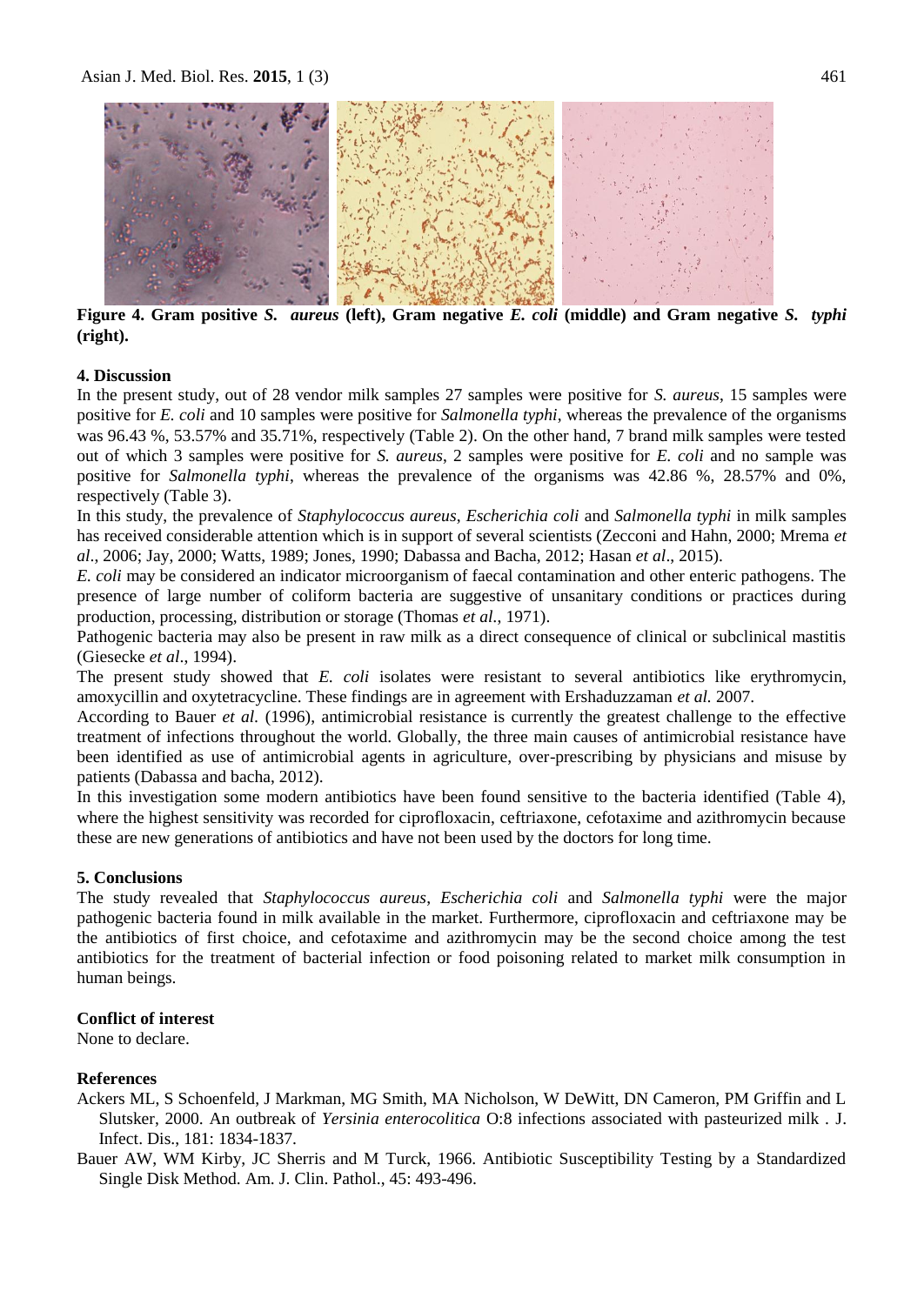**Figure 4. Gram positive *S. aureus* (left), Gram negative *E. coli* (middle) and Gram negative *S. typhi* (right).**

## 4. Discussion

In the present study, out of 28 vendor milk samples 27 samples were positive for *S. aureus*, 15 samples were positive for *E. coli* and 10 samples were positive for *Salmonella typhi*, whereas the prevalence of the organisms was 96.43 %, 53.57% and 35.71%, respectively (Table 2). On the other hand, 7 brand milk samples were tested out of which 3 samples were positive for *S. aureus*, 2 samples were positive for *E. coli* and no sample was positive for *Salmonella typhi,* whereas the prevalence of the organisms was 42.86 %, 28.57% and 0%, respectively (Table 3).

In this study, the prevalence of *Staphylococcus aureus*, *Escherichia coli* and *Salmonella typhi* in milk samples has received considerable attention which is in support of several scientists (Zecconi and Hahn, 2000; Mrema *et al*., 2006; Jay, 2000; Watts, 1989; Jones, 1990; Dabassa and Bacha, 2012; Hasan *et al*., 2015).

*E. coli* may be considered an indicator microorganism of faecal contamination and other enteric pathogens. The presence of large number of coliform bacteria are suggestive of unsanitary conditions or practices during production, processing, distribution or storage (Thomas *et al*., 1971).

Pathogenic bacteria may also be present in raw milk as a direct consequence of clinical or subclinical mastitis (Giesecke *et al*., 1994).

The present study showed that *E. coli* isolates were resistant to several antibiotics like erythromycin, amoxycillin and oxytetracycline. These findings are in agreement with Ershaduzzaman *et al.* 2007.

According to Bauer *et al.* (1996), antimicrobial resistance is currently the greatest challenge to the effective treatment of infections throughout the world. Globally, the three main causes of antimicrobial resistance have been identified as use of antimicrobial agents in agriculture, over-prescribing by physicians and misuse by patients (Dabassa and bacha, 2012).

In this investigation some modern antibiotics have been found sensitive to the bacteria identified (Table 4), where the highest sensitivity was recorded for ciprofloxacin, ceftriaxone, cefotaxime and azithromycin because these are new generations of antibiotics and have not been used by the doctors for long time.

## 5. Conclusions

The study revealed that *Staphylococcus aureus*, *Escherichia coli* and *Salmonella typhi* were the major pathogenic bacteria found in milk available in the market. Furthermore, ciprofloxacin and ceftriaxone may be the antibiotics of first choice, and cefotaxime and azithromycin may be the second choice among the test antibiotics for the treatment of bacterial infection or food poisoning related to market milk consumption in human beings.

## Conflict of interest

None to declare.

## References

Ackers ML, S Schoenfeld, J Markman, MG Smith, MA Nicholson, W DeWitt, DN Cameron, PM Griffin and L Slutsker, 2000. An outbreak of *Yersinia enterocolitica* O:8 infections associated with pasteurized milk . J. Infect. Dis., 181: 1834-1837.

Bauer AW, WM Kirby, JC Sherris and M Turck, 1966. Antibiotic Susceptibility Testing by a Standardized Single Disk Method. Am. J. Clin. Pathol., 45: 493-496.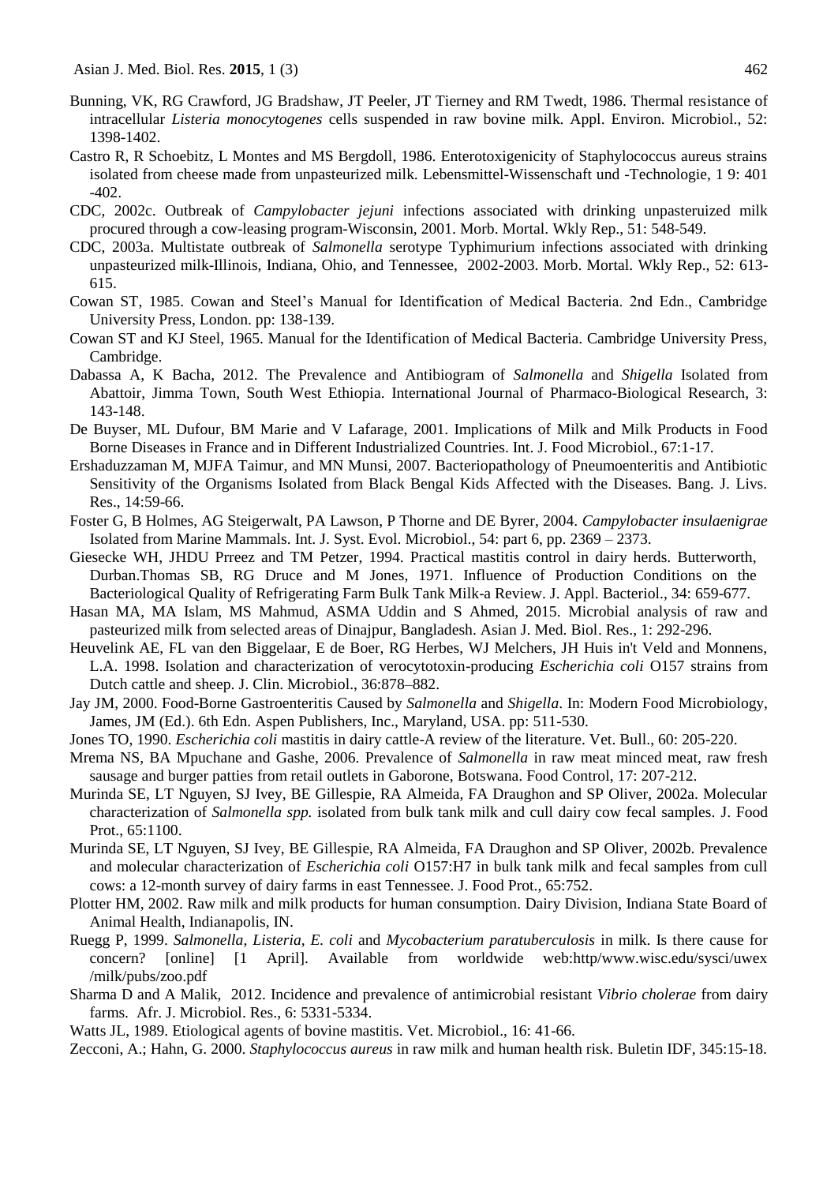Bunning, VK, RG Crawford, JG Bradshaw, JT Peeler, JT Tierney and RM Twedt, 1986. Thermal resistance of intracellular *Listeria monocytogenes* cells suspended in raw bovine milk. Appl. Environ. Microbiol., 52: 1398-1402.

Castro R, R Schoebitz, L Montes and MS Bergdoll, 1986. Enterotoxigenicity of Staphylococcus aureus strains isolated from cheese made from unpasteurized milk. Lebensmittel-Wissenschaft und -Technologie, 1 9: 401 -402.

CDC, 2002c. Outbreak of *Campylobacter jejuni* infections associated with drinking unpasteuized milk procured through a cow-leasing program-Wisconsin, 2001. Morb. Mortal. Wkly Rep., 51: 548-549.

CDC, 2003a. Multistate outbreak of *Salmonella* serotype Typhimurium infections associated with drinking unpasteurized milk-Illinois, Indiana, Ohio, and Tennessee, 2002-2003. Morb. Mortal. Wkly Rep., 52: 613-615.

Cowan ST, 1985. Cowan and Steel's Manual for Identification of Medical Bacteria. 2nd Edn., Cambridge University Press, London. pp: 138-139.

Cowan ST and KJ Steel, 1965. Manual for the Identification of Medical Bacteria. Cambridge University Press, Cambridge.

Dabassa A, K Bacha, 2012. The Prevalence and Antibiogram of *Salmonella* and *Shigella* Isolated from Abattoir, Jimma Town, South West Ethiopia. International Journal of Pharmaco-Biological Research, 3: 143-148.

De Buyser, ML Dufour, BM Marie and V Lafarage, 2001. Implications of Milk and Milk Products in Food Borne Diseases in France and in Different Industrialized Countries. Int. J. Food Microbiol., 67:1-17.

Ershaduzzaman M, MJFA Taimur, and MN Munsi, 2007. Bacteriopathology of Pneumoenteritis and Antibiotic Sensitivity of the Organisms Isolated from Black Bengal Kids Affected with the Diseases. Bang. J. Livs. Res., 14:59-66.

Foster G, B Holmes, AG Steigerwalt, PA Lawson, P Thorne and DE Byrer, 2004. *Campylobacter insulaenigrae* Isolated from Marine Mammals. Int. J. Syst. Evol. Microbiol., 54: part 6, pp. 2369 – 2373.

Giesecke WH, JHDU Prreez and TM Petzer, 1994. Practical mastitis control in dairy herds. Butterworth, Durban.Thomas SB, RG Druce and M Jones, 1971. Influence of Production Conditions on the Bacteriological Quality of Refrigerating Farm Bulk Tank Milk-a Review. J. Appl. Bacteriol., 34: 659-677.

Hasan MA, MA Islam, MS Mahmud, ASMA Uddin and S Ahmed, 2015. Microbial analysis of raw and pasteurized milk from selected areas of Dinajpur, Bangladesh. Asian J. Med. Biol. Res., 1: 292-296.

Heuvelink AE, FL van den Biggelaar, E de Boer, RG Herbes, WJ Melchers, JH Huis in't Veld and Monnens, L.A. 1998. Isolation and characterization of verocytotoxin-producing *Escherichia coli* O157 strains from Dutch cattle and sheep. J. Clin. Microbiol., 36:878–882.

Jay JM, 2000. Food-Borne Gastroenteritis Caused by *Salmonella* and *Shigella*. In: Modern Food Microbiology, James, JM (Ed.). 6th Edn. Aspen Publishers, Inc., Maryland, USA. pp: 511-530.

Jones TO, 1990. *Escherichia coli* mastitis in dairy cattle-A review of the literature. Vet. Bull., 60: 205-220.

Mrema NS, BA Mpuchane and Gashe, 2006. Prevalence of *Salmonella* in raw meat minced meat, raw fresh sausage and burger patties from retail outlets in Gaborone, Botswana. Food Control, 17: 207-212.

Murinda SE, LT Nguyen, SJ Ivey, BE Gillespie, RA Almeida, FA Draughon and SP Oliver, 2002a. Molecular characterization of *Salmonella spp.* isolated from bulk tank milk and cull dairy cow fecal samples. J. Food Prot., 65:1100.

Murinda SE, LT Nguyen, SJ Ivey, BE Gillespie, RA Almeida, FA Draughon and SP Oliver, 2002b. Prevalence and molecular characterization of *Escherichia coli* O157:H7 in bulk tank milk and fecal samples from cull cows: a 12-month survey of dairy farms in east Tennessee. J. Food Prot., 65:752.

Plotter HM, 2002. Raw milk and milk products for human consumption. Dairy Division, Indiana State Board of Animal Health, Indianapolis, IN.

Ruegg P, 1999. *Salmonella*, *Listeria*, *E. coli* and *Mycobacterium paratuberculosis* in milk. Is there cause for concern? [online] [1 April]. Available from worldwide web:http/www.wisc.edu/sysci/uwex /milk/pubs/zoo.pdf

Sharma D and A Malik, 2012. Incidence and prevalence of antimicrobial resistant *Vibrio cholerae* from dairy farms. Afr. J. Microbiol. Res., 6: 5331-5334.

Watts JL, 1989. Etiological agents of bovine mastitis. Vet. Microbiol., 16: 41-66.

Zecconi, A.; Hahn, G. 2000. *Staphylococcus aureus* in raw milk and human health risk. Buletin IDF, 345:15-18.